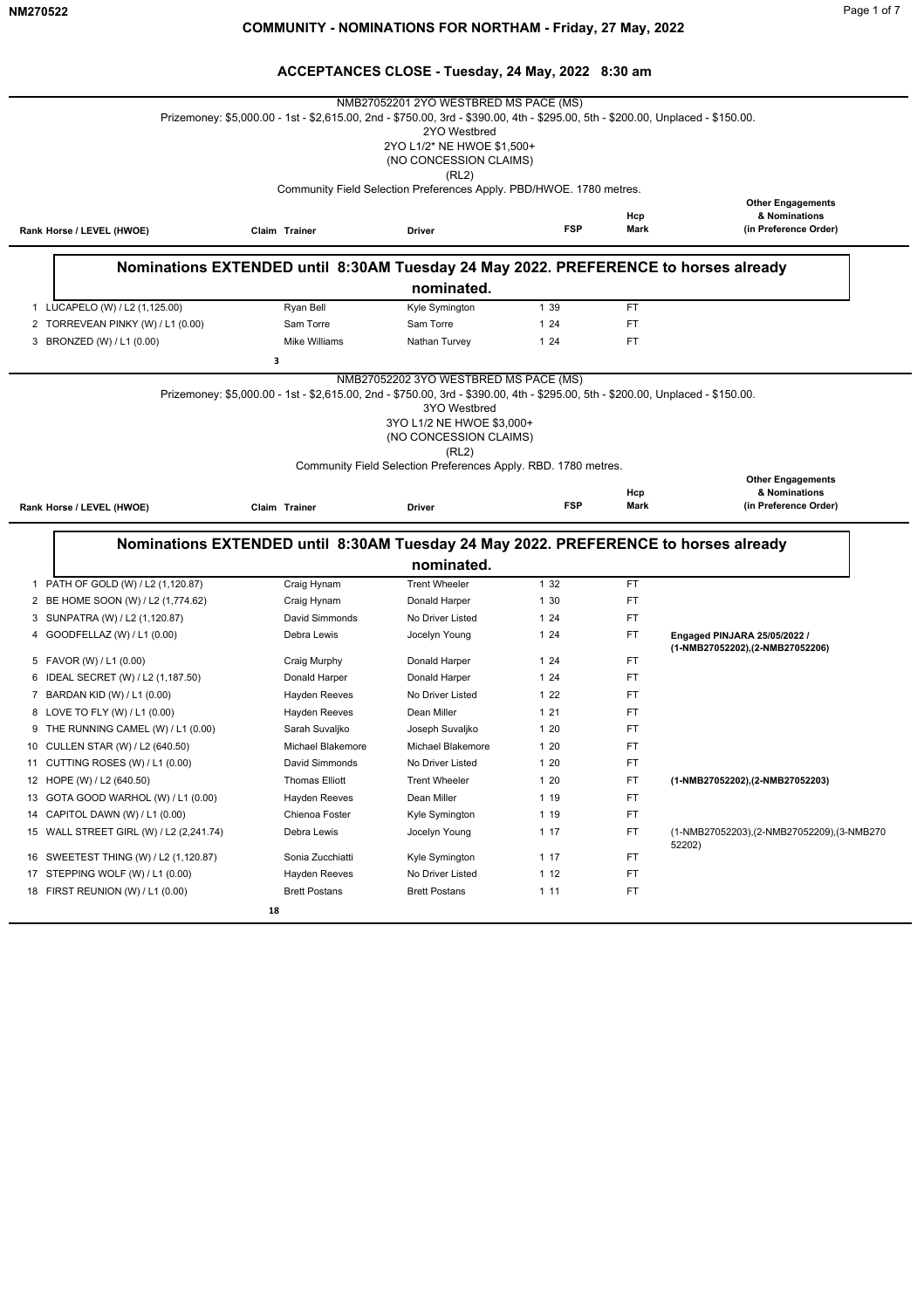# COMMUNITY - NOMINATIONS FOR NORTHAM - Friday, 27 May, 2022

## ACCEPTANCES CLOSE - Tuesday, 24 May, 2022 8:30 am

### NMB27052201 2YO WESTBRED MS PACE (MS)

Prizemoney: $5,000.00 - 1st - $2,615.00, 2nd - $750.00, 3rd - $390.00, 4th - $295.00, 5th - $200.00, Unplaced - $150.00.

2YO Westbred
2YO L1/2* NE HWOE $1,500+
(NO CONCESSION CLAIMS)
(RL2)

Community Field Selection Preferences Apply. PBD/HWOE. 1780 metres.

**Nominations EXTENDED until 8:30AM Tuesday 24 May 2022. PREFERENCE to horses already nominated.**

| Rank | Horse / LEVEL (HWOE) | Claim | Trainer | Driver | FSP | Hcp Mark | Other Engagements & Nominations (in Preference Order) |
|---|---|---|---|---|---|---|---|
| 1 | LUCAPELO (W) / L2 (1,125.00) | | Ryan Bell | Kyle Symington | 1 39 | FT | |
| 2 | TORREVEAN PINKY (W) / L1 (0.00) | | Sam Torre | Sam Torre | 1 24 | FT | |
| 3 | BRONZED (W) / L1 (0.00) | | Mike Williams | Nathan Turvey | 1 24 | FT | |

3

### NMB27052202 3YO WESTBRED MS PACE (MS)

Prizemoney: $5,000.00 - 1st - $2,615.00, 2nd - $750.00, 3rd - $390.00, 4th - $295.00, 5th - $200.00, Unplaced - $150.00.

3YO Westbred
3YO L1/2 NE HWOE $3,000+
(NO CONCESSION CLAIMS)
(RL2)

Community Field Selection Preferences Apply. RBD. 1780 metres.

**Nominations EXTENDED until 8:30AM Tuesday 24 May 2022. PREFERENCE to horses already nominated.**

| Rank | Horse / LEVEL (HWOE) | Claim | Trainer | Driver | FSP | Hcp Mark | Other Engagements & Nominations (in Preference Order) |
|---|---|---|---|---|---|---|---|
| 1 | PATH OF GOLD (W) / L2 (1,120.87) | | Craig Hynam | Trent Wheeler | 1 32 | FT | |
| 2 | BE HOME SOON (W) / L2 (1,774.62) | | Craig Hynam | Donald Harper | 1 30 | FT | |
| 3 | SUNPATRA (W) / L2 (1,120.87) | | David Simmonds | No Driver Listed | 1 24 | FT | |
| 4 | GOODFELLAZ (W) / L1 (0.00) | | Debra Lewis | Jocelyn Young | 1 24 | FT | **Engaged PINJARA 25/05/2022 / (1-NMB27052202),(2-NMB27052206)** |
| 5 | FAVOR (W) / L1 (0.00) | | Craig Murphy | Donald Harper | 1 24 | FT | |
| 6 | IDEAL SECRET (W) / L2 (1,187.50) | | Donald Harper | Donald Harper | 1 24 | FT | |
| 7 | BARDAN KID (W) / L1 (0.00) | | Hayden Reeves | No Driver Listed | 1 22 | FT | |
| 8 | LOVE TO FLY (W) / L1 (0.00) | | Hayden Reeves | Dean Miller | 1 21 | FT | |
| 9 | THE RUNNING CAMEL (W) / L1 (0.00) | | Sarah Suvaljko | Joseph Suvaljko | 1 20 | FT | |
| 10 | CULLEN STAR (W) / L2 (640.50) | | Michael Blakemore | Michael Blakemore | 1 20 | FT | |
| 11 | CUTTING ROSES (W) / L1 (0.00) | | David Simmonds | No Driver Listed | 1 20 | FT | |
| 12 | HOPE (W) / L2 (640.50) | | Thomas Elliott | Trent Wheeler | 1 20 | FT | **(1-NMB27052202),(2-NMB27052203)** |
| 13 | GOTA GOOD WARHOL (W) / L1 (0.00) | | Hayden Reeves | Dean Miller | 1 19 | FT | |
| 14 | CAPITOL DAWN (W) / L1 (0.00) | | Chienoa Foster | Kyle Symington | 1 19 | FT | |
| 15 | WALL STREET GIRL (W) / L2 (2,241.74) | | Debra Lewis | Jocelyn Young | 1 17 | FT | (1-NMB27052203),(2-NMB27052209),(3-NMB27052202) |
| 16 | SWEETEST THING (W) / L2 (1,120.87) | | Sonia Zucchiatti | Kyle Symington | 1 17 | FT | |
| 17 | STEPPING WOLF (W) / L1 (0.00) | | Hayden Reeves | No Driver Listed | 1 12 | FT | |
| 18 | FIRST REUNION (W) / L1 (0.00) | | Brett Postans | Brett Postans | 1 11 | FT | |

18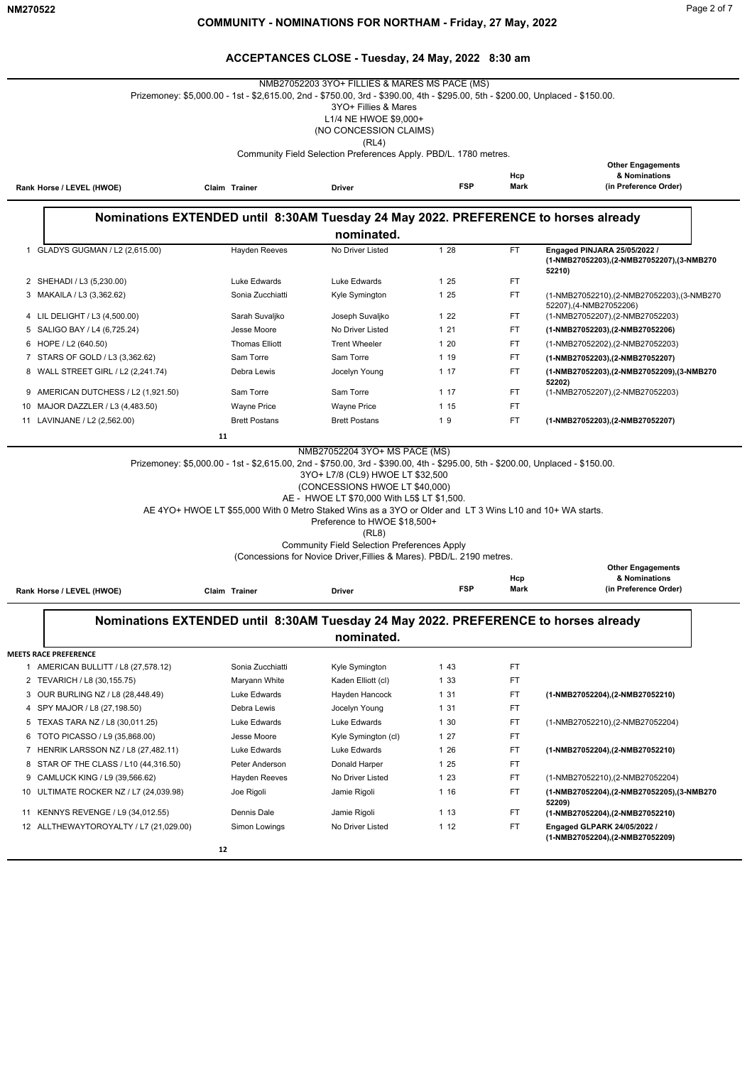# COMMUNITY - NOMINATIONS FOR NORTHAM - Friday, 27 May, 2022

## ACCEPTANCES CLOSE - Tuesday, 24 May, 2022 8:30 am

### NMB27052203 3YO+ FILLIES & MARES MS PACE (MS)

Prizemoney: $5,000.00 - 1st - $2,615.00, 2nd - $750.00, 3rd - $390.00, 4th - $295.00, 5th - $200.00, Unplaced - $150.00.
3YO+ Fillies & Mares
L1/4 NE HWOE $9,000+
(NO CONCESSION CLAIMS)
(RL4)
Community Field Selection Preferences Apply. PBD/L. 1780 metres.

**Nominations EXTENDED until 8:30AM Tuesday 24 May 2022. PREFERENCE to horses already nominated.**

| Rank | Horse / LEVEL (HWOE) | Claim | Trainer | Driver | FSP | Hcp Mark | Other Engagements & Nominations (in Preference Order) |
|---|---|---|---|---|---|---|---|
| 1 | GLADYS GUGMAN / L2 (2,615.00) | | Hayden Reeves | No Driver Listed | 1 28 | FT | **Engaged PINJARA 25/05/2022 / (1-NMB27052203),(2-NMB27052207),(3-NMB27052210)** |
| 2 | SHEHADI / L3 (5,230.00) | | Luke Edwards | Luke Edwards | 1 25 | FT | |
| 3 | MAKAILA / L3 (3,362.62) | | Sonia Zucchiatti | Kyle Symington | 1 25 | FT | (1-NMB27052210),(2-NMB27052203),(3-NMB27052207),(4-NMB27052206) |
| 4 | LIL DELIGHT / L3 (4,500.00) | | Sarah Suvaljko | Joseph Suvaljko | 1 22 | FT | (1-NMB27052207),(2-NMB27052203) |
| 5 | SALIGO BAY / L4 (6,725.24) | | Jesse Moore | No Driver Listed | 1 21 | FT | **(1-NMB27052203),(2-NMB27052206)** |
| 6 | HOPE / L2 (640.50) | | Thomas Elliott | Trent Wheeler | 1 20 | FT | (1-NMB27052202),(2-NMB27052203) |
| 7 | STARS OF GOLD / L3 (3,362.62) | | Sam Torre | Sam Torre | 1 19 | FT | **(1-NMB27052203),(2-NMB27052207)** |
| 8 | WALL STREET GIRL / L2 (2,241.74) | | Debra Lewis | Jocelyn Young | 1 17 | FT | **(1-NMB27052203),(2-NMB27052209),(3-NMB27052202)** |
| 9 | AMERICAN DUTCHESS / L2 (1,921.50) | | Sam Torre | Sam Torre | 1 17 | FT | (1-NMB27052207),(2-NMB27052203) |
| 10 | MAJOR DAZZLER / L3 (4,483.50) | | Wayne Price | Wayne Price | 1 15 | FT | |
| 11 | LAVINJANE / L2 (2,562.00) | | Brett Postans | Brett Postans | 1 9 | FT | **(1-NMB27052203),(2-NMB27052207)** |

11

### NMB27052204 3YO+ MS PACE (MS)

Prizemoney: $5,000.00 - 1st - $2,615.00, 2nd - $750.00, 3rd - $390.00, 4th - $295.00, 5th - $200.00, Unplaced - $150.00.
3YO+ L7/8 (CL9) HWOE LT $32,500
(CONCESSIONS HWOE LT $40,000)
AE - HWOE LT $70,000 With L5$ LT $1,500.
AE 4YO+ HWOE LT $55,000 With 0 Metro Staked Wins as a 3YO or Older and LT 3 Wins L10 and 10+ WA starts.
Preference to HWOE $18,500+
(RL8)
Community Field Selection Preferences Apply
(Concessions for Novice Driver,Fillies & Mares). PBD/L. 2190 metres.

**Nominations EXTENDED until 8:30AM Tuesday 24 May 2022. PREFERENCE to horses already nominated.**

**MEETS RACE PREFERENCE**

| Rank | Horse / LEVEL (HWOE) | Claim | Trainer | Driver | FSP | Hcp Mark | Other Engagements & Nominations (in Preference Order) |
|---|---|---|---|---|---|---|---|
| 1 | AMERICAN BULLITT / L8 (27,578.12) | | Sonia Zucchiatti | Kyle Symington | 1 43 | FT | |
| 2 | TEVARICH / L8 (30,155.75) | | Maryann White | Kaden Elliott (cl) | 1 33 | FT | |
| 3 | OUR BURLING NZ / L8 (28,448.49) | | Luke Edwards | Hayden Hancock | 1 31 | FT | **(1-NMB27052204),(2-NMB27052210)** |
| 4 | SPY MAJOR / L8 (27,198.50) | | Debra Lewis | Jocelyn Young | 1 31 | FT | |
| 5 | TEXAS TARA NZ / L8 (30,011.25) | | Luke Edwards | Luke Edwards | 1 30 | FT | (1-NMB27052210),(2-NMB27052204) |
| 6 | TOTO PICASSO / L9 (35,868.00) | | Jesse Moore | Kyle Symington (cl) | 1 27 | FT | |
| 7 | HENRIK LARSSON NZ / L8 (27,482.11) | | Luke Edwards | Luke Edwards | 1 26 | FT | **(1-NMB27052204),(2-NMB27052210)** |
| 8 | STAR OF THE CLASS / L10 (44,316.50) | | Peter Anderson | Donald Harper | 1 25 | FT | |
| 9 | CAMLUCK KING / L9 (39,566.62) | | Hayden Reeves | No Driver Listed | 1 23 | FT | (1-NMB27052210),(2-NMB27052204) |
| 10 | ULTIMATE ROCKER NZ / L7 (24,039.98) | | Joe Rigoli | Jamie Rigoli | 1 16 | FT | **(1-NMB27052204),(2-NMB27052205),(3-NMB27052209)** |
| 11 | KENNYS REVENGE / L9 (34,012.55) | | Dennis Dale | Jamie Rigoli | 1 13 | FT | **(1-NMB27052204),(2-NMB27052210)** |
| 12 | ALLTHEWAYTOROYALTY / L7 (21,029.00) | | Simon Lowings | No Driver Listed | 1 12 | FT | **Engaged GLPARK 24/05/2022 / (1-NMB27052204),(2-NMB27052209)** |

12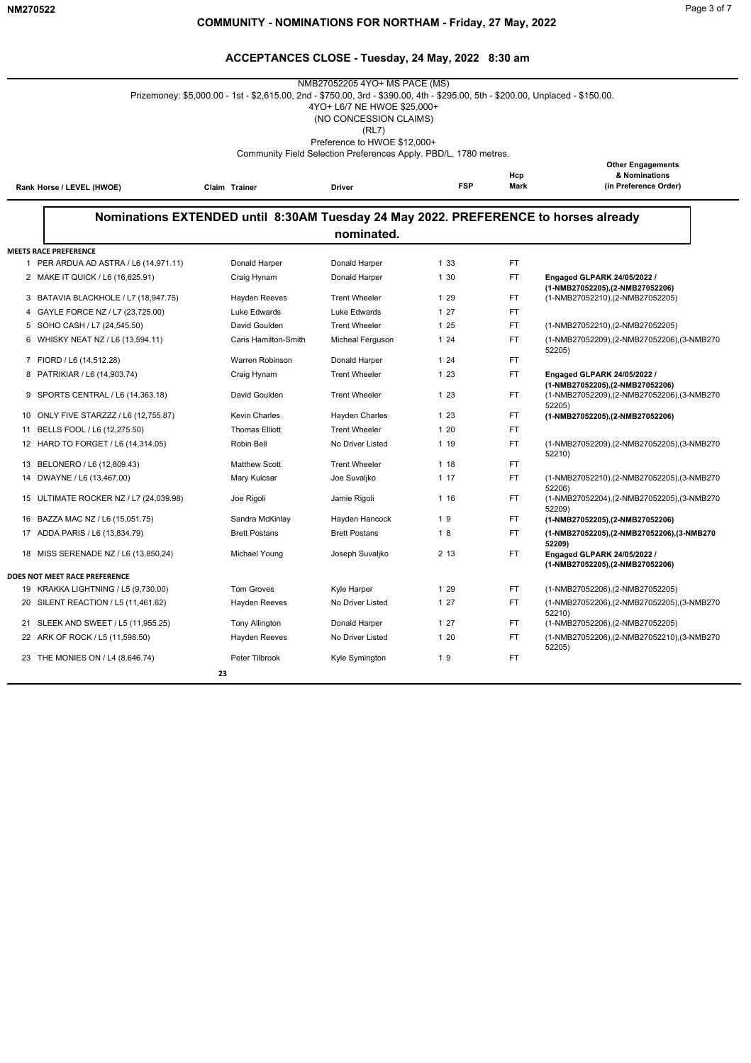## COMMUNITY - NOMINATIONS FOR NORTHAM - Friday, 27 May, 2022

### ACCEPTANCES CLOSE - Tuesday, 24 May, 2022 8:30 am

NMB27052205 4YO+ MS PACE (MS)

Prizemoney: $5,000.00 - 1st - $2,615.00, 2nd - $750.00, 3rd - $390.00, 4th - $295.00, 5th - $200.00, Unplaced - $150.00.

4YO+ L6/7 NE HWOE $25,000+

(NO CONCESSION CLAIMS)

(RL7)

Preference to HWOE $12,000+

Community Field Selection Preferences Apply. PBD/L. 1780 metres.

**Nominations EXTENDED until 8:30AM Tuesday 24 May 2022. PREFERENCE to horses already nominated.**

| Rank | Horse / LEVEL (HWOE) | Claim | Trainer | Driver | FSP | Hcp Mark | Other Engagements & Nominations (in Preference Order) |
|---|---|---|---|---|---|---|---|
| **MEETS RACE PREFERENCE** | | | | | | | |
| 1 | PER ARDUA AD ASTRA / L6 (14,971.11) | | Donald Harper | Donald Harper | 1 33 | FT | |
| 2 | MAKE IT QUICK / L6 (16,625.91) | | Craig Hynam | Donald Harper | 1 30 | FT | **Engaged GLPARK 24/05/2022 / (1-NMB27052205),(2-NMB27052206)** |
| 3 | BATAVIA BLACKHOLE / L7 (18,947.75) | | Hayden Reeves | Trent Wheeler | 1 29 | FT | (1-NMB27052210),(2-NMB27052205) |
| 4 | GAYLE FORCE NZ / L7 (23,725.00) | | Luke Edwards | Luke Edwards | 1 27 | FT | |
| 5 | SOHO CASH / L7 (24,545.50) | | David Goulden | Trent Wheeler | 1 25 | FT | (1-NMB27052210),(2-NMB27052205) |
| 6 | WHISKY NEAT NZ / L6 (13,594.11) | | Caris Hamilton-Smith | Micheal Ferguson | 1 24 | FT | (1-NMB27052209),(2-NMB27052206),(3-NMB27052205) |
| 7 | FIORD / L6 (14,512.28) | | Warren Robinson | Donald Harper | 1 24 | FT | |
| 8 | PATRIKIAR / L6 (14,903.74) | | Craig Hynam | Trent Wheeler | 1 23 | FT | **Engaged GLPARK 24/05/2022 / (1-NMB27052205),(2-NMB27052206)** |
| 9 | SPORTS CENTRAL / L6 (14,363.18) | | David Goulden | Trent Wheeler | 1 23 | FT | (1-NMB27052209),(2-NMB27052206),(3-NMB27052205) |
| 10 | ONLY FIVE STARZZZ / L6 (12,755.87) | | Kevin Charles | Hayden Charles | 1 23 | FT | **(1-NMB27052205),(2-NMB27052206)** |
| 11 | BELLS FOOL / L6 (12,275.50) | | Thomas Elliott | Trent Wheeler | 1 20 | FT | |
| 12 | HARD TO FORGET / L6 (14,314.05) | | Robin Bell | No Driver Listed | 1 19 | FT | (1-NMB27052209),(2-NMB27052205),(3-NMB27052210) |
| 13 | BELONERO / L6 (12,809.43) | | Matthew Scott | Trent Wheeler | 1 18 | FT | |
| 14 | DWAYNE / L6 (13,467.00) | | Mary Kulcsar | Joe Suvaljko | 1 17 | FT | (1-NMB27052210),(2-NMB27052205),(3-NMB27052206) |
| 15 | ULTIMATE ROCKER NZ / L7 (24,039.98) | | Joe Rigoli | Jamie Rigoli | 1 16 | FT | (1-NMB27052204),(2-NMB27052205),(3-NMB27052209) |
| 16 | BAZZA MAC NZ / L6 (15,051.75) | | Sandra McKinlay | Hayden Hancock | 1 9 | FT | **(1-NMB27052205),(2-NMB27052206)** |
| 17 | ADDA PARIS / L6 (13,834.79) | | Brett Postans | Brett Postans | 1 8 | FT | **(1-NMB27052205),(2-NMB27052206),(3-NMB27052209)** |
| 18 | MISS SERENADE NZ / L6 (13,850.24) | | Michael Young | Joseph Suvaljko | 2 13 | FT | **Engaged GLPARK 24/05/2022 / (1-NMB27052205),(2-NMB27052206)** |
| **DOES NOT MEET RACE PREFERENCE** | | | | | | | |
| 19 | KRAKKA LIGHTNING / L5 (9,730.00) | | Tom Groves | Kyle Harper | 1 29 | FT | (1-NMB27052206),(2-NMB27052205) |
| 20 | SILENT REACTION / L5 (11,461.62) | | Hayden Reeves | No Driver Listed | 1 27 | FT | (1-NMB27052206),(2-NMB27052205),(3-NMB27052210) |
| 21 | SLEEK AND SWEET / L5 (11,955.25) | | Tony Allington | Donald Harper | 1 27 | FT | (1-NMB27052206),(2-NMB27052205) |
| 22 | ARK OF ROCK / L5 (11,598.50) | | Hayden Reeves | No Driver Listed | 1 20 | FT | (1-NMB27052206),(2-NMB27052210),(3-NMB27052205) |
| 23 | THE MONIES ON / L4 (8,646.74) | | Peter Tilbrook | Kyle Symington | 1 9 | FT | |

23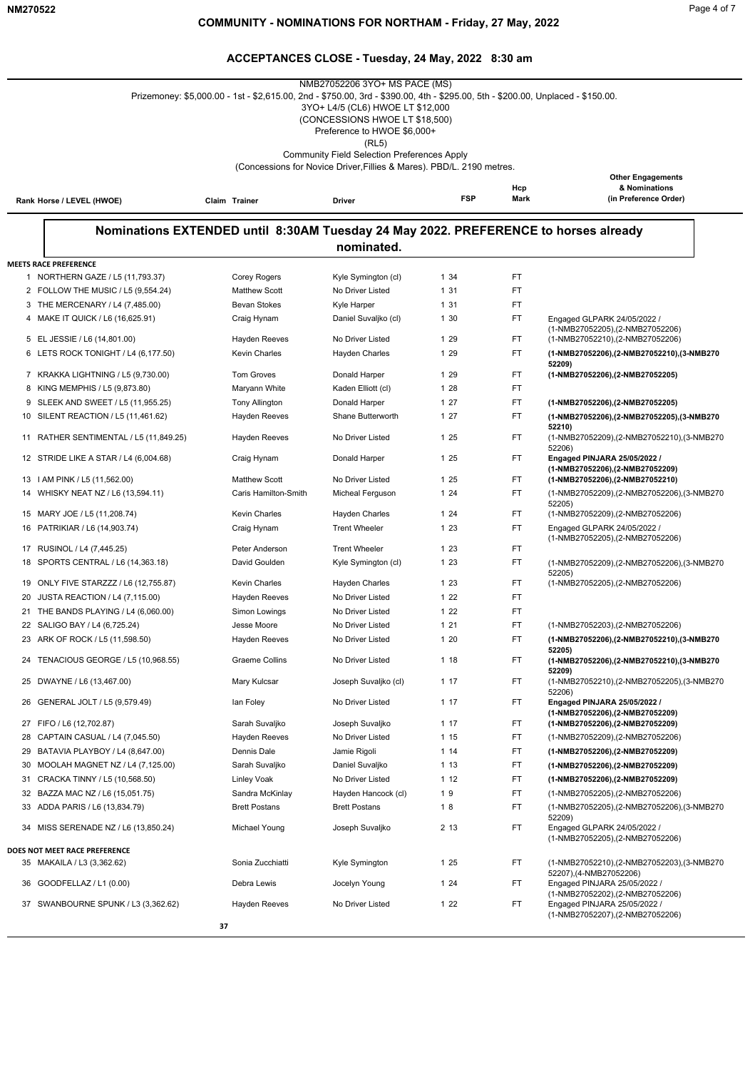# COMMUNITY - NOMINATIONS FOR NORTHAM - Friday, 27 May, 2022

## ACCEPTANCES CLOSE - Tuesday, 24 May, 2022 8:30 am

NMB27052206 3YO+ MS PACE (MS)
Prizemoney: $5,000.00 - 1st - $2,615.00, 2nd - $750.00, 3rd - $390.00, 4th - $295.00, 5th - $200.00, Unplaced - $150.00.
3YO+ L4/5 (CL6) HWOE LT $12,000
(CONCESSIONS HWOE LT $18,500)
Preference to HWOE $6,000+
(RL5)
Community Field Selection Preferences Apply
(Concessions for Novice Driver,Fillies & Mares). PBD/L. 2190 metres.

**Nominations EXTENDED until 8:30AM Tuesday 24 May 2022. PREFERENCE to horses already nominated.**

| Rank | Horse / LEVEL (HWOE) | Claim | Trainer | Driver | FSP | Hcp Mark | Other Engagements & Nominations (in Preference Order) |
|---|---|---|---|---|---|---|---|
| **MEETS RACE PREFERENCE** | | | | | | | |
| 1 | NORTHERN GAZE / L5 (11,793.37) | | Corey Rogers | Kyle Symington (cl) | 1 34 | FT | |
| 2 | FOLLOW THE MUSIC / L5 (9,554.24) | | Matthew Scott | No Driver Listed | 1 31 | FT | |
| 3 | THE MERCENARY / L4 (7,485.00) | | Bevan Stokes | Kyle Harper | 1 31 | FT | |
| 4 | MAKE IT QUICK / L6 (16,625.91) | | Craig Hynam | Daniel Suvaljko (cl) | 1 30 | FT | Engaged GLPARK 24/05/2022 / (1-NMB27052205),(2-NMB27052206) |
| 5 | EL JESSIE / L6 (14,801.00) | | Hayden Reeves | No Driver Listed | 1 29 | FT | (1-NMB27052210),(2-NMB27052206) |
| 6 | LETS ROCK TONIGHT / L4 (6,177.50) | | Kevin Charles | Hayden Charles | 1 29 | FT | **(1-NMB27052206),(2-NMB27052210),(3-NMB27052209)** |
| 7 | KRAKKA LIGHTNING / L5 (9,730.00) | | Tom Groves | Donald Harper | 1 29 | FT | **(1-NMB27052206),(2-NMB27052205)** |
| 8 | KING MEMPHIS / L5 (9,873.80) | | Maryann White | Kaden Elliott (cl) | 1 28 | FT | |
| 9 | SLEEK AND SWEET / L5 (11,955.25) | | Tony Allington | Donald Harper | 1 27 | FT | **(1-NMB27052206),(2-NMB27052205)** |
| 10 | SILENT REACTION / L5 (11,461.62) | | Hayden Reeves | Shane Butterworth | 1 27 | FT | **(1-NMB27052206),(2-NMB27052205),(3-NMB27052210)** |
| 11 | RATHER SENTIMENTAL / L5 (11,849.25) | | Hayden Reeves | No Driver Listed | 1 25 | FT | (1-NMB27052209),(2-NMB27052210),(3-NMB27052206) |
| 12 | STRIDE LIKE A STAR / L4 (6,004.68) | | Craig Hynam | Donald Harper | 1 25 | FT | **Engaged PINJARA 25/05/2022 / (1-NMB27052206),(2-NMB27052209)** |
| 13 | I AM PINK / L5 (11,562.00) | | Matthew Scott | No Driver Listed | 1 25 | FT | **(1-NMB27052206),(2-NMB27052210)** |
| 14 | WHISKY NEAT NZ / L6 (13,594.11) | | Caris Hamilton-Smith | Micheal Ferguson | 1 24 | FT | (1-NMB27052209),(2-NMB27052206),(3-NMB27052205) |
| 15 | MARY JOE / L5 (11,208.74) | | Kevin Charles | Hayden Charles | 1 24 | FT | (1-NMB27052209),(2-NMB27052206) |
| 16 | PATRIKIAR / L6 (14,903.74) | | Craig Hynam | Trent Wheeler | 1 23 | FT | Engaged GLPARK 24/05/2022 / (1-NMB27052205),(2-NMB27052206) |
| 17 | RUSINOL / L4 (7,445.25) | | Peter Anderson | Trent Wheeler | 1 23 | FT | |
| 18 | SPORTS CENTRAL / L6 (14,363.18) | | David Goulden | Kyle Symington (cl) | 1 23 | FT | (1-NMB27052209),(2-NMB27052206),(3-NMB27052205) |
| 19 | ONLY FIVE STARZZZ / L6 (12,755.87) | | Kevin Charles | Hayden Charles | 1 23 | FT | (1-NMB27052205),(2-NMB27052206) |
| 20 | JUSTA REACTION / L4 (7,115.00) | | Hayden Reeves | No Driver Listed | 1 22 | FT | |
| 21 | THE BANDS PLAYING / L4 (6,060.00) | | Simon Lowings | No Driver Listed | 1 22 | FT | |
| 22 | SALIGO BAY / L4 (6,725.24) | | Jesse Moore | No Driver Listed | 1 21 | FT | (1-NMB27052203),(2-NMB27052206) |
| 23 | ARK OF ROCK / L5 (11,598.50) | | Hayden Reeves | No Driver Listed | 1 20 | FT | **(1-NMB27052206),(2-NMB27052210),(3-NMB27052205)** |
| 24 | TENACIOUS GEORGE / L5 (10,968.55) | | Graeme Collins | No Driver Listed | 1 18 | FT | **(1-NMB27052206),(2-NMB27052210),(3-NMB27052209)** |
| 25 | DWAYNE / L6 (13,467.00) | | Mary Kulcsar | Joseph Suvaljko (cl) | 1 17 | FT | (1-NMB27052210),(2-NMB27052205),(3-NMB27052206) |
| 26 | GENERAL JOLT / L5 (9,579.49) | | Ian Foley | No Driver Listed | 1 17 | FT | **Engaged PINJARA 25/05/2022 / (1-NMB27052206),(2-NMB27052209)** |
| 27 | FIFO / L6 (12,702.87) | | Sarah Suvaljko | Joseph Suvaljko | 1 17 | FT | **(1-NMB27052206),(2-NMB27052209)** |
| 28 | CAPTAIN CASUAL / L4 (7,045.50) | | Hayden Reeves | No Driver Listed | 1 15 | FT | (1-NMB27052209),(2-NMB27052206) |
| 29 | BATAVIA PLAYBOY / L4 (8,647.00) | | Dennis Dale | Jamie Rigoli | 1 14 | FT | **(1-NMB27052206),(2-NMB27052209)** |
| 30 | MOOLAH MAGNET NZ / L4 (7,125.00) | | Sarah Suvaljko | Daniel Suvaljko | 1 13 | FT | **(1-NMB27052206),(2-NMB27052209)** |
| 31 | CRACKA TINNY / L5 (10,568.50) | | Linley Voak | No Driver Listed | 1 12 | FT | **(1-NMB27052206),(2-NMB27052209)** |
| 32 | BAZZA MAC NZ / L6 (15,051.75) | | Sandra McKinlay | Hayden Hancock (cl) | 1 9 | FT | (1-NMB27052205),(2-NMB27052206) |
| 33 | ADDA PARIS / L6 (13,834.79) | | Brett Postans | Brett Postans | 1 8 | FT | (1-NMB27052205),(2-NMB27052206),(3-NMB27052209) |
| 34 | MISS SERENADE NZ / L6 (13,850.24) | | Michael Young | Joseph Suvaljko | 2 13 | FT | Engaged GLPARK 24/05/2022 / (1-NMB27052205),(2-NMB27052206) |
| **DOES NOT MEET RACE PREFERENCE** | | | | | | | |
| 35 | MAKAILA / L3 (3,362.62) | | Sonia Zucchiatti | Kyle Symington | 1 25 | FT | (1-NMB27052210),(2-NMB27052203),(3-NMB27052207),(4-NMB27052206) |
| 36 | GOODFELLAZ / L1 (0.00) | | Debra Lewis | Jocelyn Young | 1 24 | FT | Engaged PINJARA 25/05/2022 / (1-NMB27052202),(2-NMB27052206) |
| 37 | SWANBOURNE SPUNK / L3 (3,362.62) | | Hayden Reeves | No Driver Listed | 1 22 | FT | Engaged PINJARA 25/05/2022 / (1-NMB27052207),(2-NMB27052206) |

37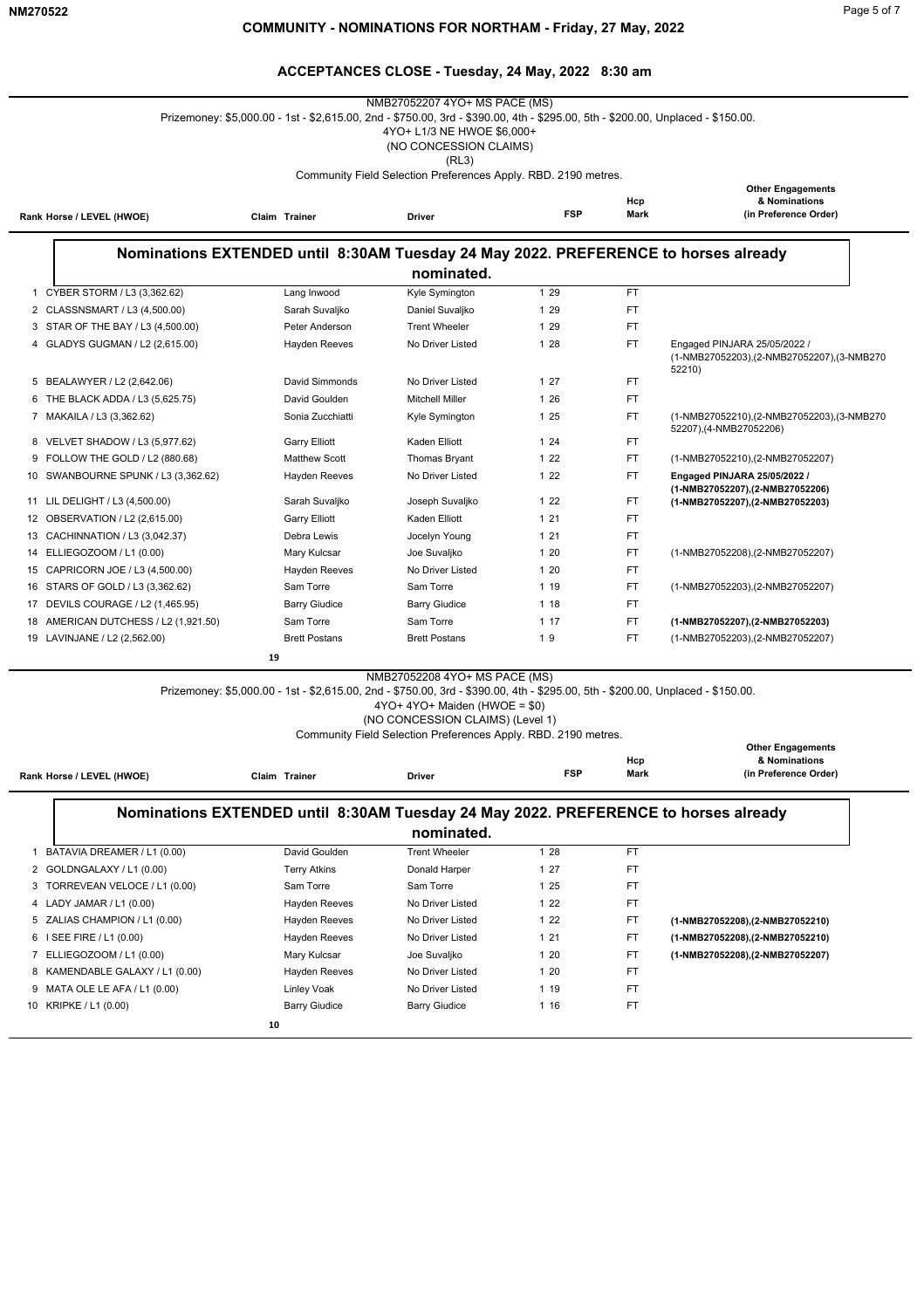# COMMUNITY - NOMINATIONS FOR NORTHAM - Friday, 27 May, 2022

## ACCEPTANCES CLOSE - Tuesday, 24 May, 2022 8:30 am

### NMB27052207 4YO+ MS PACE (MS)

Prizemoney: $5,000.00 - 1st - $2,615.00, 2nd - $750.00, 3rd - $390.00, 4th - $295.00, 5th - $200.00, Unplaced - $150.00.
4YO+ L1/3 NE HWOE $6,000+
(NO CONCESSION CLAIMS)
(RL3)
Community Field Selection Preferences Apply. RBD. 2190 metres.

**Nominations EXTENDED until 8:30AM Tuesday 24 May 2022. PREFERENCE to horses already nominated.**

| Rank | Horse / LEVEL (HWOE) | Claim | Trainer | Driver | FSP | Hcp Mark | Other Engagements & Nominations (in Preference Order) |
|---|---|---|---|---|---|---|---|
| 1 | CYBER STORM / L3 (3,362.62) | | Lang Inwood | Kyle Symington | 1 29 | FT | |
| 2 | CLASSNSMART / L3 (4,500.00) | | Sarah Suvaljko | Daniel Suvaljko | 1 29 | FT | |
| 3 | STAR OF THE BAY / L3 (4,500.00) | | Peter Anderson | Trent Wheeler | 1 29 | FT | |
| 4 | GLADYS GUGMAN / L2 (2,615.00) | | Hayden Reeves | No Driver Listed | 1 28 | FT | Engaged PINJARA 25/05/2022 / (1-NMB27052203),(2-NMB27052207),(3-NMB27052210) |
| 5 | BEALAWYER / L2 (2,642.06) | | David Simmonds | No Driver Listed | 1 27 | FT | |
| 6 | THE BLACK ADDA / L3 (5,625.75) | | David Goulden | Mitchell Miller | 1 26 | FT | |
| 7 | MAKAILA / L3 (3,362.62) | | Sonia Zucchiatti | Kyle Symington | 1 25 | FT | (1-NMB27052210),(2-NMB27052203),(3-NMB27052207),(4-NMB27052206) |
| 8 | VELVET SHADOW / L3 (5,977.62) | | Garry Elliott | Kaden Elliott | 1 24 | FT | |
| 9 | FOLLOW THE GOLD / L2 (880.68) | | Matthew Scott | Thomas Bryant | 1 22 | FT | (1-NMB27052210),(2-NMB27052207) |
| 10 | SWANBOURNE SPUNK / L3 (3,362.62) | | Hayden Reeves | No Driver Listed | 1 22 | FT | **Engaged PINJARA 25/05/2022 / (1-NMB27052207),(2-NMB27052206)** |
| 11 | LIL DELIGHT / L3 (4,500.00) | | Sarah Suvaljko | Joseph Suvaljko | 1 22 | FT | **(1-NMB27052207),(2-NMB27052203)** |
| 12 | OBSERVATION / L2 (2,615.00) | | Garry Elliott | Kaden Elliott | 1 21 | FT | |
| 13 | CACHINNATION / L3 (3,042.37) | | Debra Lewis | Jocelyn Young | 1 21 | FT | |
| 14 | ELLIEGOZOOM / L1 (0.00) | | Mary Kulcsar | Joe Suvaljko | 1 20 | FT | (1-NMB27052208),(2-NMB27052207) |
| 15 | CAPRICORN JOE / L3 (4,500.00) | | Hayden Reeves | No Driver Listed | 1 20 | FT | |
| 16 | STARS OF GOLD / L3 (3,362.62) | | Sam Torre | Sam Torre | 1 19 | FT | (1-NMB27052203),(2-NMB27052207) |
| 17 | DEVILS COURAGE / L2 (1,465.95) | | Barry Giudice | Barry Giudice | 1 18 | FT | |
| 18 | AMERICAN DUTCHESS / L2 (1,921.50) | | Sam Torre | Sam Torre | 1 17 | FT | **(1-NMB27052207),(2-NMB27052203)** |
| 19 | LAVINJANE / L2 (2,562.00) | | Brett Postans | Brett Postans | 1 9 | FT | (1-NMB27052203),(2-NMB27052207) |

19

### NMB27052208 4YO+ MS PACE (MS)

Prizemoney: $5,000.00 - 1st - $2,615.00, 2nd - $750.00, 3rd - $390.00, 4th - $295.00, 5th - $200.00, Unplaced - $150.00.
4YO+ 4YO+ Maiden (HWOE = $0)
(NO CONCESSION CLAIMS) (Level 1)
Community Field Selection Preferences Apply. RBD. 2190 metres.

**Nominations EXTENDED until 8:30AM Tuesday 24 May 2022. PREFERENCE to horses already nominated.**

| Rank | Horse / LEVEL (HWOE) | Claim | Trainer | Driver | FSP | Hcp Mark | Other Engagements & Nominations (in Preference Order) |
|---|---|---|---|---|---|---|---|
| 1 | BATAVIA DREAMER / L1 (0.00) | | David Goulden | Trent Wheeler | 1 28 | FT | |
| 2 | GOLDNGALAXY / L1 (0.00) | | Terry Atkins | Donald Harper | 1 27 | FT | |
| 3 | TORREVEAN VELOCE / L1 (0.00) | | Sam Torre | Sam Torre | 1 25 | FT | |
| 4 | LADY JAMAR / L1 (0.00) | | Hayden Reeves | No Driver Listed | 1 22 | FT | |
| 5 | ZALIAS CHAMPION / L1 (0.00) | | Hayden Reeves | No Driver Listed | 1 22 | FT | **(1-NMB27052208),(2-NMB27052210)** |
| 6 | I SEE FIRE / L1 (0.00) | | Hayden Reeves | No Driver Listed | 1 21 | FT | **(1-NMB27052208),(2-NMB27052210)** |
| 7 | ELLIEGOZOOM / L1 (0.00) | | Mary Kulcsar | Joe Suvaljko | 1 20 | FT | **(1-NMB27052208),(2-NMB27052207)** |
| 8 | KAMENDABLE GALAXY / L1 (0.00) | | Hayden Reeves | No Driver Listed | 1 20 | FT | |
| 9 | MATA OLE LE AFA / L1 (0.00) | | Linley Voak | No Driver Listed | 1 19 | FT | |
| 10 | KRIPKE / L1 (0.00) | | Barry Giudice | Barry Giudice | 1 16 | FT | |

10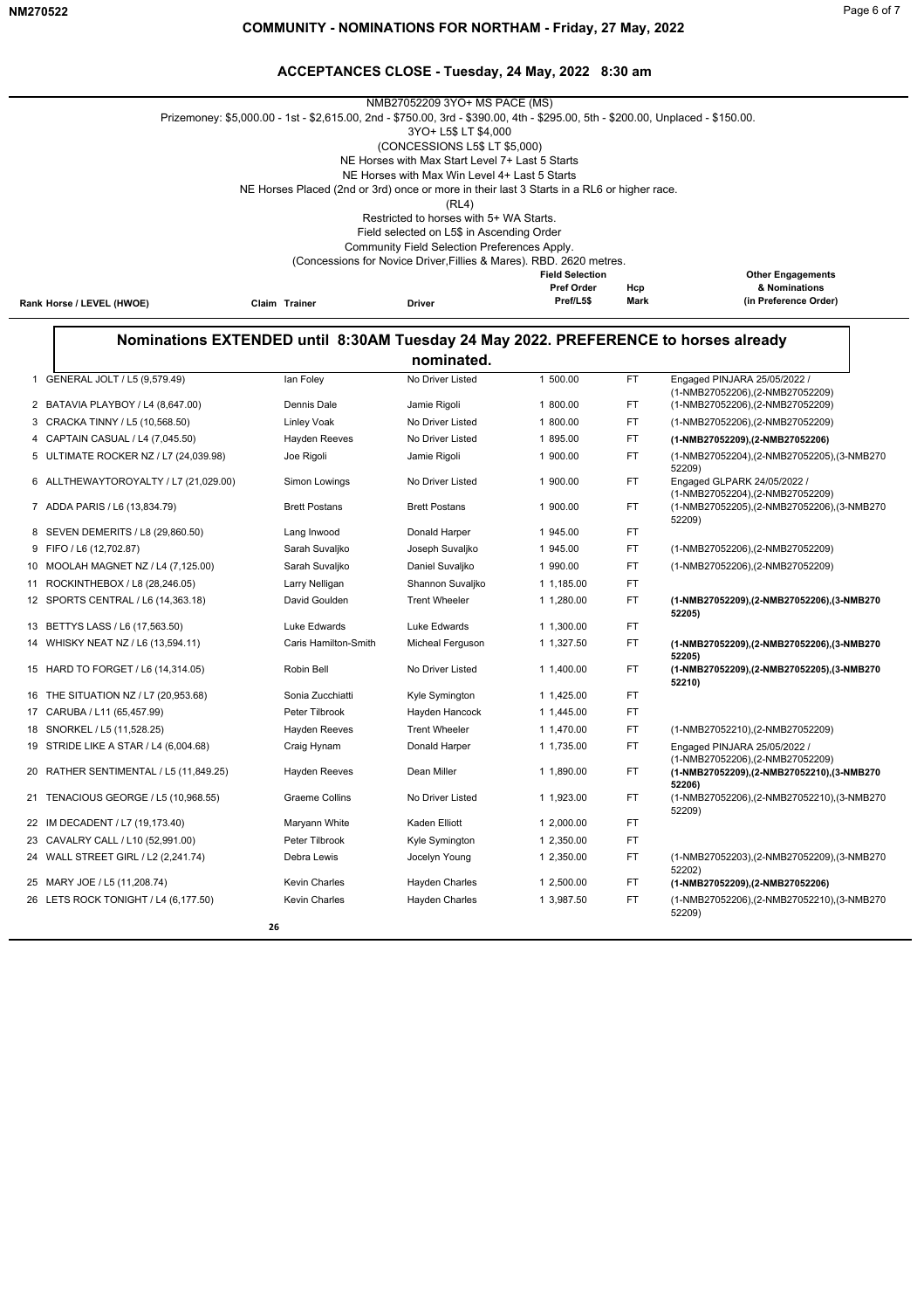# COMMUNITY - NOMINATIONS FOR NORTHAM - Friday, 27 May, 2022

## ACCEPTANCES CLOSE - Tuesday, 24 May, 2022 8:30 am

NMB27052209 3YO+ MS PACE (MS)

Prizemoney: $5,000.00 - 1st - $2,615.00, 2nd - $750.00, 3rd - $390.00, 4th - $295.00, 5th - $200.00, Unplaced - $150.00.

3YO+ L5$ LT $4,000

(CONCESSIONS L5$ LT $5,000)

NE Horses with Max Start Level 7+ Last 5 Starts

NE Horses with Max Win Level 4+ Last 5 Starts

NE Horses Placed (2nd or 3rd) once or more in their last 3 Starts in a RL6 or higher race.

(RL4)

Restricted to horses with 5+ WA Starts.

Field selected on L5$ in Ascending Order

Community Field Selection Preferences Apply.

(Concessions for Novice Driver,Fillies & Mares). RBD. 2620 metres.

**Nominations EXTENDED until 8:30AM Tuesday 24 May 2022. PREFERENCE to horses already nominated.**

| Rank | Horse / LEVEL (HWOE) | Claim | Trainer | Driver | Field Selection Pref Order Pref/L5$ | Hcp Mark | Other Engagements & Nominations (in Preference Order) |
|---|---|---|---|---|---|---|---|
| 1 | GENERAL JOLT / L5 (9,579.49) | | Ian Foley | No Driver Listed | 1 500.00 | FT | Engaged PINJARA 25/05/2022 / (1-NMB27052206),(2-NMB27052209) |
| 2 | BATAVIA PLAYBOY / L4 (8,647.00) | | Dennis Dale | Jamie Rigoli | 1 800.00 | FT | (1-NMB27052206),(2-NMB27052209) |
| 3 | CRACKA TINNY / L5 (10,568.50) | | Linley Voak | No Driver Listed | 1 800.00 | FT | (1-NMB27052206),(2-NMB27052209) |
| 4 | CAPTAIN CASUAL / L4 (7,045.50) | | Hayden Reeves | No Driver Listed | 1 895.00 | FT | **(1-NMB27052209),(2-NMB27052206)** |
| 5 | ULTIMATE ROCKER NZ / L7 (24,039.98) | | Joe Rigoli | Jamie Rigoli | 1 900.00 | FT | (1-NMB27052204),(2-NMB27052205),(3-NMB27052209) |
| 6 | ALLTHEWAYTOROYALTY / L7 (21,029.00) | | Simon Lowings | No Driver Listed | 1 900.00 | FT | Engaged GLPARK 24/05/2022 / (1-NMB27052204),(2-NMB27052209) |
| 7 | ADDA PARIS / L6 (13,834.79) | | Brett Postans | Brett Postans | 1 900.00 | FT | (1-NMB27052205),(2-NMB27052206),(3-NMB27052209) |
| 8 | SEVEN DEMERITS / L8 (29,860.50) | | Lang Inwood | Donald Harper | 1 945.00 | FT | |
| 9 | FIFO / L6 (12,702.87) | | Sarah Suvaljko | Joseph Suvaljko | 1 945.00 | FT | (1-NMB27052206),(2-NMB27052209) |
| 10 | MOOLAH MAGNET NZ / L4 (7,125.00) | | Sarah Suvaljko | Daniel Suvaljko | 1 990.00 | FT | (1-NMB27052206),(2-NMB27052209) |
| 11 | ROCKINTHEBOX / L8 (28,246.05) | | Larry Nelligan | Shannon Suvaljko | 1 1,185.00 | FT | |
| 12 | SPORTS CENTRAL / L6 (14,363.18) | | David Goulden | Trent Wheeler | 1 1,280.00 | FT | **(1-NMB27052209),(2-NMB27052206),(3-NMB27052205)** |
| 13 | BETTYS LASS / L6 (17,563.50) | | Luke Edwards | Luke Edwards | 1 1,300.00 | FT | |
| 14 | WHISKY NEAT NZ / L6 (13,594.11) | | Caris Hamilton-Smith | Micheal Ferguson | 1 1,327.50 | FT | **(1-NMB27052209),(2-NMB27052206),(3-NMB27052205)** |
| 15 | HARD TO FORGET / L6 (14,314.05) | | Robin Bell | No Driver Listed | 1 1,400.00 | FT | **(1-NMB27052209),(2-NMB27052205),(3-NMB27052210)** |
| 16 | THE SITUATION NZ / L7 (20,953.68) | | Sonia Zucchiatti | Kyle Symington | 1 1,425.00 | FT | |
| 17 | CARUBA / L11 (65,457.99) | | Peter Tilbrook | Hayden Hancock | 1 1,445.00 | FT | |
| 18 | SNORKEL / L5 (11,528.25) | | Hayden Reeves | Trent Wheeler | 1 1,470.00 | FT | (1-NMB27052210),(2-NMB27052209) |
| 19 | STRIDE LIKE A STAR / L4 (6,004.68) | | Craig Hynam | Donald Harper | 1 1,735.00 | FT | Engaged PINJARA 25/05/2022 / (1-NMB27052206),(2-NMB27052209) |
| 20 | RATHER SENTIMENTAL / L5 (11,849.25) | | Hayden Reeves | Dean Miller | 1 1,890.00 | FT | **(1-NMB27052209),(2-NMB27052210),(3-NMB27052206)** |
| 21 | TENACIOUS GEORGE / L5 (10,968.55) | | Graeme Collins | No Driver Listed | 1 1,923.00 | FT | (1-NMB27052206),(2-NMB27052210),(3-NMB27052209) |
| 22 | IM DECADENT / L7 (19,173.40) | | Maryann White | Kaden Elliott | 1 2,000.00 | FT | |
| 23 | CAVALRY CALL / L10 (52,991.00) | | Peter Tilbrook | Kyle Symington | 1 2,350.00 | FT | |
| 24 | WALL STREET GIRL / L2 (2,241.74) | | Debra Lewis | Jocelyn Young | 1 2,350.00 | FT | (1-NMB27052203),(2-NMB27052209),(3-NMB27052202) |
| 25 | MARY JOE / L5 (11,208.74) | | Kevin Charles | Hayden Charles | 1 2,500.00 | FT | **(1-NMB27052209),(2-NMB27052206)** |
| 26 | LETS ROCK TONIGHT / L4 (6,177.50) | | Kevin Charles | Hayden Charles | 1 3,987.50 | FT | (1-NMB27052206),(2-NMB27052210),(3-NMB27052209) |

26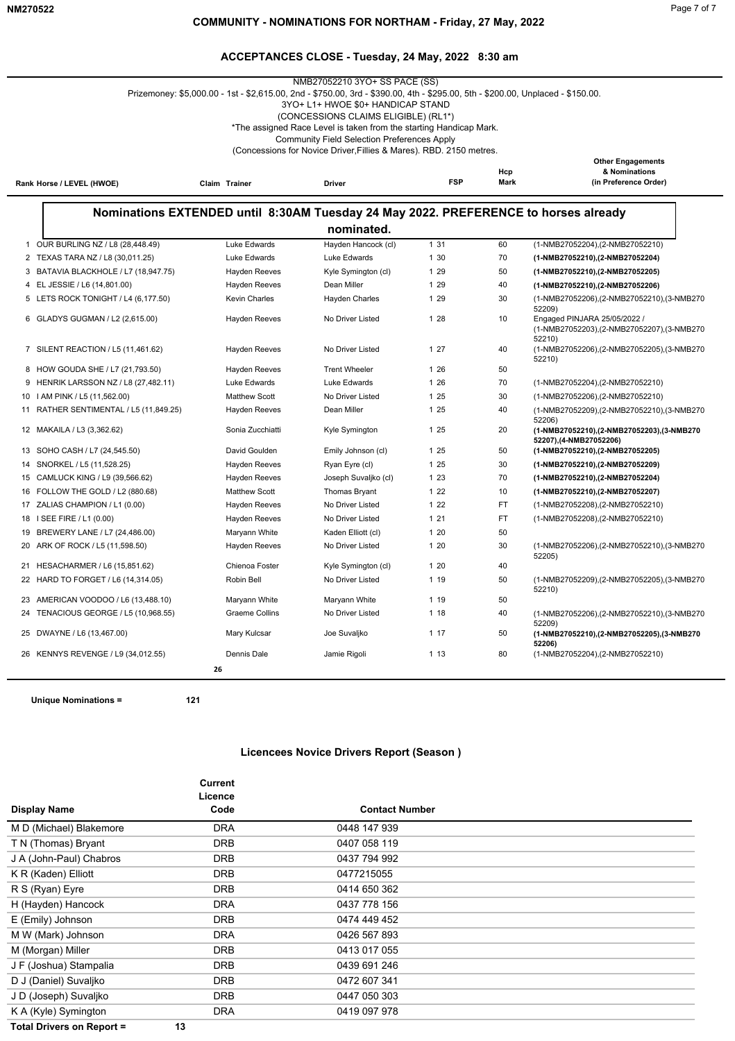## COMMUNITY - NOMINATIONS FOR NORTHAM - Friday, 27 May, 2022

### ACCEPTANCES CLOSE - Tuesday, 24 May, 2022 8:30 am

NMB27052210 3YO+ SS PACE (SS)
Prizemoney: $5,000.00 - 1st - $2,615.00, 2nd - $750.00, 3rd - $390.00, 4th - $295.00, 5th - $200.00, Unplaced - $150.00.
3YO+ L1+ HWOE $0+ HANDICAP STAND
(CONCESSIONS CLAIMS ELIGIBLE) (RL1*)
*The assigned Race Level is taken from the starting Handicap Mark.
Community Field Selection Preferences Apply
(Concessions for Novice Driver,Fillies & Mares). RBD. 2150 metres.

**Nominations EXTENDED until 8:30AM Tuesday 24 May 2022. PREFERENCE to horses already nominated.**

| Rank | Horse / LEVEL (HWOE) | Claim | Trainer | Driver | FSP | Hcp Mark | Other Engagements & Nominations (in Preference Order) |
|---|---|---|---|---|---|---|---|
| 1 | OUR BURLING NZ / L8 (28,448.49) | | Luke Edwards | Hayden Hancock (cl) | 1 31 | 60 | (1-NMB27052204),(2-NMB27052210) |
| 2 | TEXAS TARA NZ / L8 (30,011.25) | | Luke Edwards | Luke Edwards | 1 30 | 70 | **(1-NMB27052210),(2-NMB27052204)** |
| 3 | BATAVIA BLACKHOLE / L7 (18,947.75) | | Hayden Reeves | Kyle Symington (cl) | 1 29 | 50 | **(1-NMB27052210),(2-NMB27052205)** |
| 4 | EL JESSIE / L6 (14,801.00) | | Hayden Reeves | Dean Miller | 1 29 | 40 | **(1-NMB27052210),(2-NMB27052206)** |
| 5 | LETS ROCK TONIGHT / L4 (6,177.50) | | Kevin Charles | Hayden Charles | 1 29 | 30 | (1-NMB27052206),(2-NMB27052210),(3-NMB27052209) |
| 6 | GLADYS GUGMAN / L2 (2,615.00) | | Hayden Reeves | No Driver Listed | 1 28 | 10 | Engaged PINJARA 25/05/2022 / (1-NMB27052203),(2-NMB27052207),(3-NMB27052210) |
| 7 | SILENT REACTION / L5 (11,461.62) | | Hayden Reeves | No Driver Listed | 1 27 | 40 | (1-NMB27052206),(2-NMB27052205),(3-NMB27052210) |
| 8 | HOW GOUDA SHE / L7 (21,793.50) | | Hayden Reeves | Trent Wheeler | 1 26 | 50 | |
| 9 | HENRIK LARSSON NZ / L8 (27,482.11) | | Luke Edwards | Luke Edwards | 1 26 | 70 | (1-NMB27052204),(2-NMB27052210) |
| 10 | I AM PINK / L5 (11,562.00) | | Matthew Scott | No Driver Listed | 1 25 | 30 | (1-NMB27052206),(2-NMB27052210) |
| 11 | RATHER SENTIMENTAL / L5 (11,849.25) | | Hayden Reeves | Dean Miller | 1 25 | 40 | (1-NMB27052209),(2-NMB27052210),(3-NMB27052206) |
| 12 | MAKAILA / L3 (3,362.62) | | Sonia Zucchiatti | Kyle Symington | 1 25 | 20 | **(1-NMB27052210),(2-NMB27052203),(3-NMB27052207),(4-NMB27052206)** |
| 13 | SOHO CASH / L7 (24,545.50) | | David Goulden | Emily Johnson (cl) | 1 25 | 50 | **(1-NMB27052210),(2-NMB27052205)** |
| 14 | SNORKEL / L5 (11,528.25) | | Hayden Reeves | Ryan Eyre (cl) | 1 25 | 30 | **(1-NMB27052210),(2-NMB27052209)** |
| 15 | CAMLUCK KING / L9 (39,566.62) | | Hayden Reeves | Joseph Suvaljko (cl) | 1 23 | 70 | **(1-NMB27052210),(2-NMB27052204)** |
| 16 | FOLLOW THE GOLD / L2 (880.68) | | Matthew Scott | Thomas Bryant | 1 22 | 10 | **(1-NMB27052210),(2-NMB27052207)** |
| 17 | ZALIAS CHAMPION / L1 (0.00) | | Hayden Reeves | No Driver Listed | 1 22 | FT | (1-NMB27052208),(2-NMB27052210) |
| 18 | I SEE FIRE / L1 (0.00) | | Hayden Reeves | No Driver Listed | 1 21 | FT | (1-NMB27052208),(2-NMB27052210) |
| 19 | BREWERY LANE / L7 (24,486.00) | | Maryann White | Kaden Elliott (cl) | 1 20 | 50 | |
| 20 | ARK OF ROCK / L5 (11,598.50) | | Hayden Reeves | No Driver Listed | 1 20 | 30 | (1-NMB27052206),(2-NMB27052210),(3-NMB27052205) |
| 21 | HESACHARMER / L6 (15,851.62) | | Chienoa Foster | Kyle Symington (cl) | 1 20 | 40 | |
| 22 | HARD TO FORGET / L6 (14,314.05) | | Robin Bell | No Driver Listed | 1 19 | 50 | (1-NMB27052209),(2-NMB27052205),(3-NMB27052210) |
| 23 | AMERICAN VOODOO / L6 (13,488.10) | | Maryann White | Maryann White | 1 19 | 50 | |
| 24 | TENACIOUS GEORGE / L5 (10,968.55) | | Graeme Collins | No Driver Listed | 1 18 | 40 | (1-NMB27052206),(2-NMB27052210),(3-NMB27052209) |
| 25 | DWAYNE / L6 (13,467.00) | | Mary Kulcsar | Joe Suvaljko | 1 17 | 50 | **(1-NMB27052210),(2-NMB27052205),(3-NMB27052206)** |
| 26 | KENNYS REVENGE / L9 (34,012.55) | | Dennis Dale | Jamie Rigoli | 1 13 | 80 | (1-NMB27052204),(2-NMB27052210) |
| | | 26 | | | | | |

**Unique Nominations =** 121

### Licencees Novice Drivers Report (Season )

| Display Name | Current Licence Code | Contact Number |
|---|---|---|
| M D (Michael) Blakemore | DRA | 0448 147 939 |
| T N (Thomas) Bryant | DRB | 0407 058 119 |
| J A (John-Paul) Chabros | DRB | 0437 794 992 |
| K R (Kaden) Elliott | DRB | 0477215055 |
| R S (Ryan) Eyre | DRB | 0414 650 362 |
| H (Hayden) Hancock | DRA | 0437 778 156 |
| E (Emily) Johnson | DRB | 0474 449 452 |
| M W (Mark) Johnson | DRA | 0426 567 893 |
| M (Morgan) Miller | DRB | 0413 017 055 |
| J F (Joshua) Stampalia | DRB | 0439 691 246 |
| D J (Daniel) Suvaljko | DRB | 0472 607 341 |
| J D (Joseph) Suvaljko | DRB | 0447 050 303 |
| K A (Kyle) Symington | DRA | 0419 097 978 |
| **Total Drivers on Report =** | 13 | |